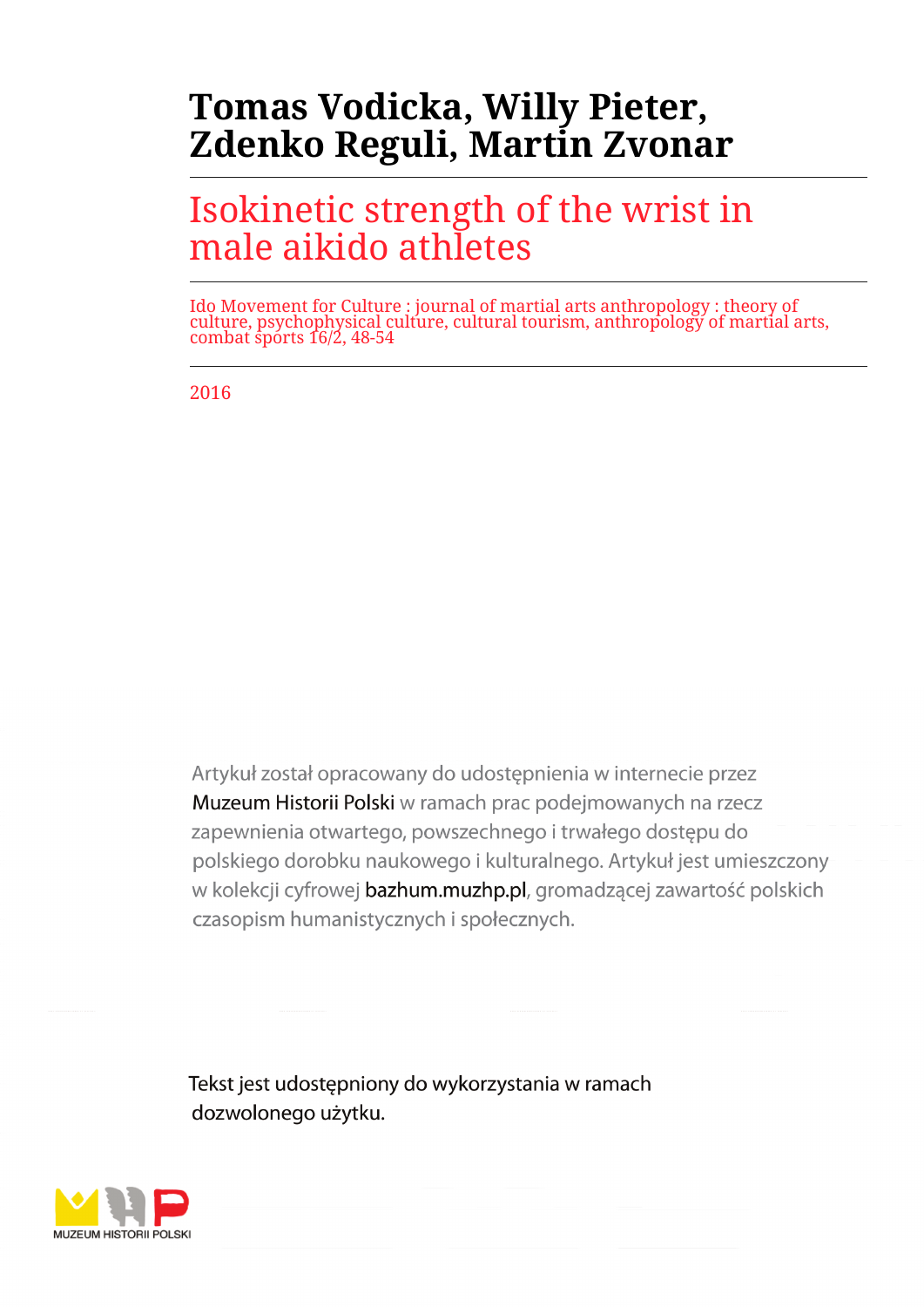# Tomas Vodicka, Willy Pieter, Zdenko Reguli, Martin Zvonar

## Isokinetic strength of the wrist in male aikido athletes

Ido Movement for Culture : journal of martial arts anthropology : theory of culture, psychophysical culture, cultural tourism, anthropology of martial arts, combat sports 16/2, 48-54

2016

Artykuł został opracowany do udostępnienia w internecie przez Muzeum Historii Polski w ramach prac podejmowanych na rzecz zapewnienia otwartego, powszechnego i trwałego dostępu do polskiego dorobku naukowego i kulturalnego. Artykuł jest umieszczony w kolekcji cyfrowej bazhum.muzhp.pl, gromadzącej zawartość polskich czasopism humanistycznych i społecznych.

Tekst jest udostępniony do wykorzystania w ramach dozwolonego użytku.

MUZEUM HISTORII POLSKI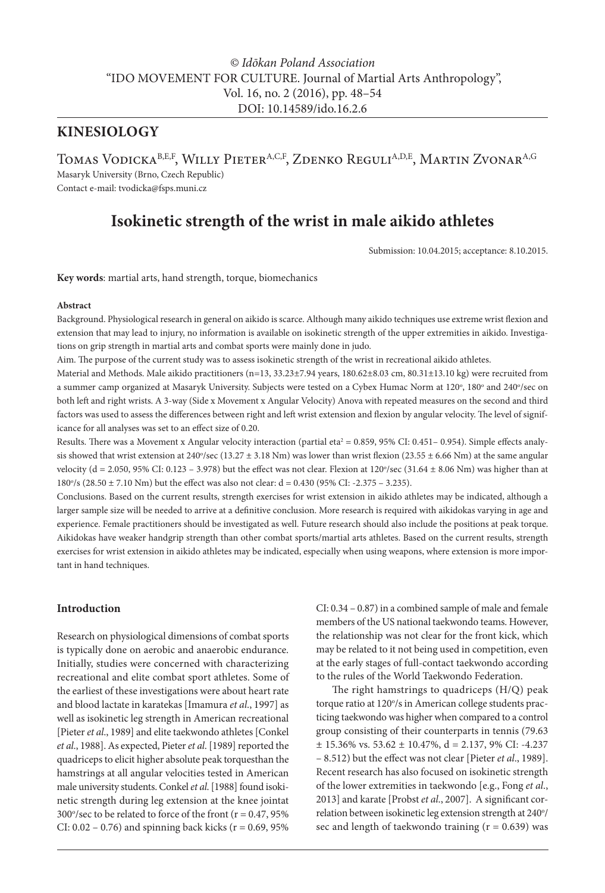© *Idōkan Poland Association*
"IDO MOVEMENT FOR CULTURE. Journal of Martial Arts Anthropology",
Vol. 16, no. 2 (2016), pp. 48–54
DOI: 10.14589/ido.16.2.6

## KINESIOLOGY

Tomas Vodicka[B,E,F], Willy Pieter[A,C,F], Zdenko Reguli[A,D,E], Martin Zvonar[A,G]
Masaryk University (Brno, Czech Republic)
Contact e-mail: tvodicka@fsps.muni.cz

# Isokinetic strength of the wrist in male aikido athletes

Submission: 10.04.2015; acceptance: 8.10.2015.

**Key words**: martial arts, hand strength, torque, biomechanics

#### Abstract

Background. Physiological research in general on aikido is scarce. Although many aikido techniques use extreme wrist flexion and extension that may lead to injury, no information is available on isokinetic strength of the upper extremities in aikido. Investigations on grip strength in martial arts and combat sports were mainly done in judo.

Aim. The purpose of the current study was to assess isokinetic strength of the wrist in recreational aikido athletes.

Material and Methods. Male aikido practitioners (n=13, 33.23±7.94 years, 180.62±8.03 cm, 80.31±13.10 kg) were recruited from a summer camp organized at Masaryk University. Subjects were tested on a Cybex Humac Norm at 120°, 180° and 240°/sec on both left and right wrists. A 3-way (Side x Movement x Angular Velocity) Anova with repeated measures on the second and third factors was used to assess the differences between right and left wrist extension and flexion by angular velocity. The level of significance for all analyses was set to an effect size of 0.20.

Results. There was a Movement x Angular velocity interaction (partial eta$^2$ = 0.859, 95% CI: 0.451– 0.954). Simple effects analysis showed that wrist extension at 240°/sec (13.27 ± 3.18 Nm) was lower than wrist flexion (23.55 ± 6.66 Nm) at the same angular velocity (d = 2.050, 95% CI: 0.123 – 3.978) but the effect was not clear. Flexion at 120°/sec (31.64 ± 8.06 Nm) was higher than at 180°/s (28.50 ± 7.10 Nm) but the effect was also not clear: d = 0.430 (95% CI: -2.375 – 3.235).

Conclusions. Based on the current results, strength exercises for wrist extension in aikido athletes may be indicated, although a larger sample size will be needed to arrive at a definitive conclusion. More research is required with aikidokas varying in age and experience. Female practitioners should be investigated as well. Future research should also include the positions at peak torque. Aikidokas have weaker handgrip strength than other combat sports/martial arts athletes. Based on the current results, strength exercises for wrist extension in aikido athletes may be indicated, especially when using weapons, where extension is more important in hand techniques.

#### Introduction

Research on physiological dimensions of combat sports is typically done on aerobic and anaerobic endurance. Initially, studies were concerned with characterizing recreational and elite combat sport athletes. Some of the earliest of these investigations were about heart rate and blood lactate in karatekas [Imamura *et al*., 1997] as well as isokinetic leg strength in American recreational [Pieter *et al*., 1989] and elite taekwondo athletes [Conkel *et al*., 1988]. As expected, Pieter *et al*. [1989] reported the quadriceps to elicit higher absolute peak torquesthan the hamstrings at all angular velocities tested in American male university students. Conkel *et al.* [1988] found isokinetic strength during leg extension at the knee jointat 300°/sec to be related to force of the front (r = 0.47, 95% CI: 0.02 – 0.76) and spinning back kicks (r = 0.69, 95% CI: 0.34 – 0.87) in a combined sample of male and female members of the US national taekwondo teams. However, the relationship was not clear for the front kick, which may be related to it not being used in competition, even at the early stages of full-contact taekwondo according to the rules of the World Taekwondo Federation.

The right hamstrings to quadriceps (H/Q) peak torque ratio at 120°/s in American college students practicing taekwondo was higher when compared to a control group consisting of their counterparts in tennis (79.63 ± 15.36% vs. 53.62 ± 10.47%, d = 2.137, 9% CI: -4.237 – 8.512) but the effect was not clear [Pieter *et al*., 1989]. Recent research has also focused on isokinetic strength of the lower extremities in taekwondo [e.g., Fong *et al*., 2013] and karate [Probst *et al*., 2007]. A significant correlation between isokinetic leg extension strength at 240°/sec and length of taekwondo training (r = 0.639) was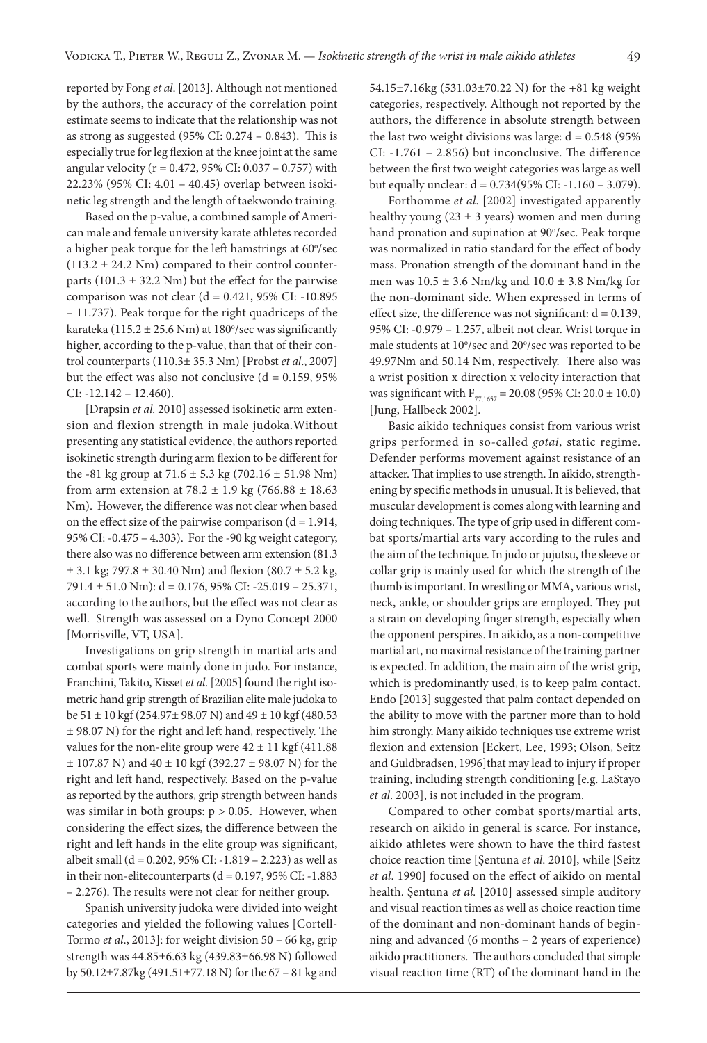reported by Fong *et al*. [2013]. Although not mentioned by the authors, the accuracy of the correlation point estimate seems to indicate that the relationship was not as strong as suggested (95% CI: 0.274 – 0.843). This is especially true for leg flexion at the knee joint at the same angular velocity (r = 0.472, 95% CI: 0.037 – 0.757) with 22.23% (95% CI: 4.01 – 40.45) overlap between isokinetic leg strength and the length of taekwondo training.

Based on the p-value, a combined sample of American male and female university karate athletes recorded a higher peak torque for the left hamstrings at 60°/sec (113.2 ± 24.2 Nm) compared to their control counterparts (101.3 ± 32.2 Nm) but the effect for the pairwise comparison was not clear (d = 0.421, 95% CI: -10.895 – 11.737). Peak torque for the right quadriceps of the karateka (115.2 ± 25.6 Nm) at 180°/sec was significantly higher, according to the p-value, than that of their control counterparts (110.3± 35.3 Nm) [Probst *et al*., 2007] but the effect was also not conclusive (d = 0.159, 95% CI: -12.142 – 12.460).

[Drapsin *et al.* 2010] assessed isokinetic arm extension and flexion strength in male judoka.Without presenting any statistical evidence, the authors reported isokinetic strength during arm flexion to be different for the -81 kg group at 71.6 ± 5.3 kg (702.16 ± 51.98 Nm) from arm extension at 78.2 ± 1.9 kg (766.88 ± 18.63 Nm). However, the difference was not clear when based on the effect size of the pairwise comparison (d = 1.914, 95% CI: -0.475 – 4.303). For the -90 kg weight category, there also was no difference between arm extension (81.3 ± 3.1 kg; 797.8 ± 30.40 Nm) and flexion (80.7 ± 5.2 kg, 791.4 ± 51.0 Nm): d = 0.176, 95% CI: -25.019 – 25.371, according to the authors, but the effect was not clear as well. Strength was assessed on a Dyno Concept 2000 [Morrisville, VT, USA].

Investigations on grip strength in martial arts and combat sports were mainly done in judo. For instance, Franchini, Takito, Kisset *et al.* [2005] found the right isometric hand grip strength of Brazilian elite male judoka to be 51 ± 10 kgf (254.97± 98.07 N) and 49 ± 10 kgf (480.53 ± 98.07 N) for the right and left hand, respectively. The values for the non-elite group were 42 ± 11 kgf (411.88 ± 107.87 N) and 40 ± 10 kgf (392.27 ± 98.07 N) for the right and left hand, respectively. Based on the p-value as reported by the authors, grip strength between hands was similar in both groups: p > 0.05. However, when considering the effect sizes, the difference between the right and left hands in the elite group was significant, albeit small (d = 0.202, 95% CI: -1.819 – 2.223) as well as in their non-elitecounterparts (d = 0.197, 95% CI: -1.883 – 2.276). The results were not clear for neither group.

Spanish university judoka were divided into weight categories and yielded the following values [Cortell-Tormo *et al*., 2013]: for weight division 50 – 66 kg, grip strength was 44.85±6.63 kg (439.83±66.98 N) followed by 50.12±7.87kg (491.51±77.18 N) for the 67 – 81 kg and 54.15±7.16kg (531.03±70.22 N) for the +81 kg weight categories, respectively. Although not reported by the authors, the difference in absolute strength between the last two weight divisions was large: d = 0.548 (95% CI: -1.761 – 2.856) but inconclusive. The difference between the first two weight categories was large as well but equally unclear: d = 0.734(95% CI: -1.160 – 3.079).

Forthomme *et al*. [2002] investigated apparently healthy young (23 ± 3 years) women and men during hand pronation and supination at 90°/sec. Peak torque was normalized in ratio standard for the effect of body mass. Pronation strength of the dominant hand in the men was 10.5 ± 3.6 Nm/kg and 10.0 ± 3.8 Nm/kg for the non-dominant side. When expressed in terms of effect size, the difference was not significant: d = 0.139, 95% CI: -0.979 – 1.257, albeit not clear. Wrist torque in male students at 10°/sec and 20°/sec was reported to be 49.97Nm and 50.14 Nm, respectively. There also was a wrist position x direction x velocity interaction that was significant with $F_{77,1657}$ = 20.08 (95% CI: 20.0 ± 10.0) [Jung, Hallbeck 2002].

Basic aikido techniques consist from various wrist grips performed in so-called *gotai*, static regime. Defender performs movement against resistance of an attacker. That implies to use strength. In aikido, strengthening by specific methods in unusual. It is believed, that muscular development is comes along with learning and doing techniques. The type of grip used in different combat sports/martial arts vary according to the rules and the aim of the technique. In judo or jujutsu, the sleeve or collar grip is mainly used for which the strength of the thumb is important. In wrestling or MMA, various wrist, neck, ankle, or shoulder grips are employed. They put a strain on developing finger strength, especially when the opponent perspires. In aikido, as a non-competitive martial art, no maximal resistance of the training partner is expected. In addition, the main aim of the wrist grip, which is predominantly used, is to keep palm contact. Endo [2013] suggested that palm contact depended on the ability to move with the partner more than to hold him strongly. Many aikido techniques use extreme wrist flexion and extension [Eckert, Lee, 1993; Olson, Seitz and Guldbradsen, 1996]that may lead to injury if proper training, including strength conditioning [e.g. LaStayo *et al*. 2003], is not included in the program.

Compared to other combat sports/martial arts, research on aikido in general is scarce. For instance, aikido athletes were shown to have the third fastest choice reaction time [Şentuna *et al*. 2010], while [Seitz *et al*. 1990] focused on the effect of aikido on mental health. Şentuna *et al.* [2010] assessed simple auditory and visual reaction times as well as choice reaction time of the dominant and non-dominant hands of beginning and advanced (6 months – 2 years of experience) aikido practitioners. The authors concluded that simple visual reaction time (RT) of the dominant hand in the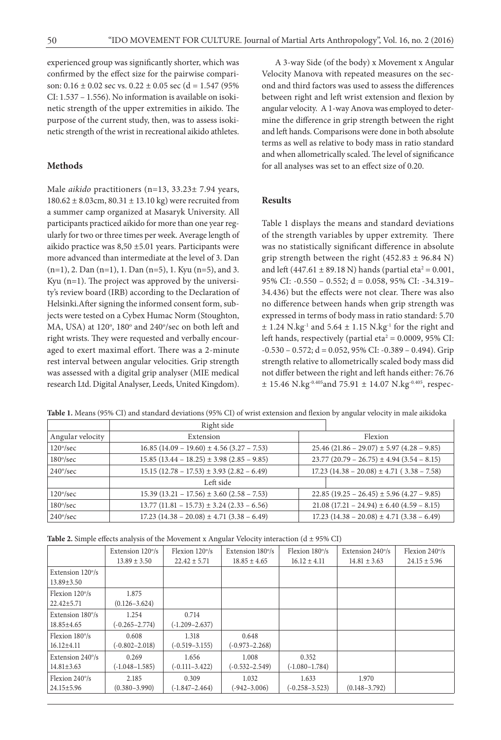experienced group was significantly shorter, which was confirmed by the effect size for the pairwise comparison: 0.16 ± 0.02 sec vs. 0.22 ± 0.05 sec (d = 1.547 (95% CI: 1.537 – 1.556). No information is available on isokinetic strength of the upper extremities in aikido. The purpose of the current study, then, was to assess isokinetic strength of the wrist in recreational aikido athletes.

## Methods

Male *aikido* practitioners (n=13, 33.23± 7.94 years, 180.62 ± 8.03cm, 80.31 ± 13.10 kg) were recruited from a summer camp organized at Masaryk University. All participants practiced aikido for more than one year regularly for two or three times per week. Average length of aikido practice was 8,50 ±5.01 years. Participants were more advanced than intermediate at the level of 3. Dan (n=1), 2. Dan (n=1), 1. Dan (n=5), 1. Kyu (n=5), and 3. Kyu (n=1). The project was approved by the university's review board (IRB) according to the Declaration of Helsinki.After signing the informed consent form, subjects were tested on a Cybex Humac Norm (Stoughton, MA, USA) at 120°, 180° and 240°/sec on both left and right wrists. They were requested and verbally encouraged to exert maximal effort. There was a 2-minute rest interval between angular velocities. Grip strength was assessed with a digital grip analyser (MIE medical research Ltd. Digital Analyser, Leeds, United Kingdom).

A 3-way Side (of the body) x Movement x Angular Velocity Manova with repeated measures on the second and third factors was used to assess the differences between right and left wrist extension and flexion by angular velocity. A 1-way Anova was employed to determine the difference in grip strength between the right and left hands. Comparisons were done in both absolute terms as well as relative to body mass in ratio standard and when allometrically scaled. The level of significance for all analyses was set to an effect size of 0.20.

## Results

Table 1 displays the means and standard deviations of the strength variables by upper extremity. There was no statistically significant difference in absolute grip strength between the right (452.83 ± 96.84 N) and left (447.61 ± 89.18 N) hands (partial eta$^2$ = 0.001, 95% CI: -0.550 – 0.552; d = 0.058, 95% CI: -34.319–34.436) but the effects were not clear. There was also no difference between hands when grip strength was expressed in terms of body mass in ratio standard: 5.70 ± 1.24 N.kg$^{-1}$ and 5.64 ± 1.15 N.kg$^{-1}$ for the right and left hands, respectively (partial eta$^2$ = 0.0009, 95% CI: -0.530 – 0.572; d = 0.052, 95% CI: -0.389 – 0.494). Grip strength relative to allometrically scaled body mass did not differ between the right and left hands either: 76.76 ± 15.46 N.kg$^{-0.405}$and 75.91 ± 14.07 N.kg$^{-0.405}$, respec-

**Table 1.** Means (95% CI) and standard deviations (95% CI) of wrist extension and flexion by angular velocity in male aikidoka

| | Right side | |
|---|---|---|
| Angular velocity | Extension | Flexion |
| 120°/sec | 16.85 (14.09 – 19.60) ± 4.56 (3.27 – 7.53) | 25.46 (21.86 – 29.07) ± 5.97 (4.28 – 9.85) |
| 180°/sec | 15.85 (13.44 – 18.25) ± 3.98 (2.85 – 9.85) | 23.77 (20.79 – 26.75) ± 4.94 (3.54 – 8.15) |
| 240°/sec | 15.15 (12.78 – 17.53) ± 3.93 (2.82 – 6.49) | 17.23 (14.38 – 20.08) ± 4.71 ( 3.38 – 7.58) |
| | Left side | |
| 120°/sec | 15.39 (13.21 – 17.56) ± 3.60 (2.58 – 7.53) | 22.85 (19.25 – 26.45) ± 5.96 (4.27 – 9.85) |
| 180°/sec | 13.77 (11.81 – 15.73) ± 3.24 (2.33 – 6.56) | 21.08 (17.21 – 24.94) ± 6.40 (4.59 – 8.15) |
| 240°/sec | 17.23 (14.38 – 20.08) ± 4.71 (3.38 – 6.49) | 17.23 (14.38 – 20.08) ± 4.71 (3.38 – 6.49) |

**Table 2.** Simple effects analysis of the Movement x Angular Velocity interaction (d ± 95% CI)

| | Extension 120°/s 13.89 ± 3.50 | Flexion 120°/s 22.42 ± 5.71 | Extension 180°/s 18.85 ± 4.65 | Flexion 180°/s 16.12 ± 4.11 | Extension 240°/s 14.81 ± 3.63 | Flexion 240°/s 24.15 ± 5.96 |
|---|---|---|---|---|---|---|
| Extension 120°/s 13.89±3.50 | | | | | | |
| Flexion 120°/s 22.42±5.71 | 1.875 (0.126–3.624) | | | | | |
| Extension 180°/s 18.85±4.65 | 1.254 (-0.265–2.774) | 0.714 (-1.209–2.637) | | | | |
| Flexion 180°/s 16.12±4.11 | 0.608 (-0.802–2.018) | 1.318 (-0.519–3.155) | 0.648 (-0.973–2.268) | | | |
| Extension 240°/s 14.81±3.63 | 0.269 (-1.048–1.585) | 1.656 (-0.111–3.422) | 1.008 (-0.532–2.549) | 0.352 (-1.080–1.784) | | |
| Flexion 240°/s 24.15±5.96 | 2.185 (0.380–3.990) | 0.309 (-1.847–2.464) | 1.032 (-942–3.006) | 1.633 (-0.258–3.523) | 1.970 (0.148–3.792) | |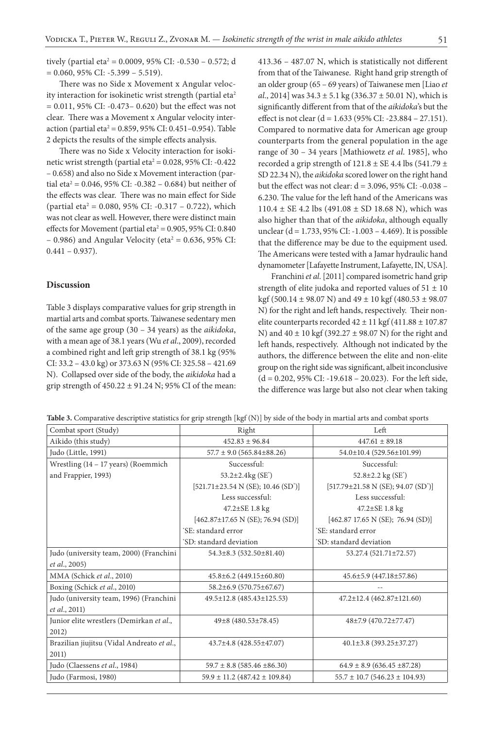tively (partial eta$^2$ = 0.0009, 95% CI: -0.530 – 0.572; d = 0.060, 95% CI: -5.399 – 5.519).

There was no Side x Movement x Angular velocity interaction for isokinetic wrist strength (partial eta$^2$ = 0.011, 95% CI: -0.473– 0.620) but the effect was not clear. There was a Movement x Angular velocity interaction (partial eta$^2$ = 0.859, 95% CI: 0.451–0.954). Table 2 depicts the results of the simple effects analysis.

There was no Side x Velocity interaction for isokinetic wrist strength (partial eta$^2$ = 0.028, 95% CI: -0.422 – 0.658) and also no Side x Movement interaction (partial eta$^2$ = 0.046, 95% CI: -0.382 – 0.684) but neither of the effects was clear. There was no main effect for Side (partial eta$^2$ = 0.080, 95% CI: -0.317 – 0.722), which was not clear as well. However, there were distinct main effects for Movement (partial eta$^2$ = 0.905, 95% CI: 0.840 – 0.986) and Angular Velocity (eta$^2$ = 0.636, 95% CI: 0.441 – 0.937).

## Discussion

Table 3 displays comparative values for grip strength in martial arts and combat sports. Taiwanese sedentary men of the same age group (30 – 34 years) as the *aikidoka*, with a mean age of 38.1 years (Wu *et al*., 2009), recorded a combined right and left grip strength of 38.1 kg (95% CI: 33.2 – 43.0 kg) or 373.63 N (95% CI: 325.58 – 421.69 N). Collapsed over side of the body, the *aikidoka* had a grip strength of 450.22 ± 91.24 N; 95% CI of the mean: 413.36 – 487.07 N, which is statistically not different from that of the Taiwanese. Right hand grip strength of an older group (65 – 69 years) of Taiwanese men [Liao *et al*., 2014] was 34.3 ± 5.1 kg (336.37 ± 50.01 N), which is significantly different from that of the *aikidoka*'s but the effect is not clear (d = 1.633 (95% CI: -23.884 – 27.151). Compared to normative data for American age group counterparts from the general population in the age range of 30 – 34 years [Mathiowetz *et al*. 1985], who recorded a grip strength of 121.8 ± SE 4.4 lbs (541.79 ± SD 22.34 N), the *aikidoka* scored lower on the right hand but the effect was not clear: d = 3.096, 95% CI: -0.038 – 6.230. The value for the left hand of the Americans was 110.4 ± SE 4.2 lbs (491.08 ± SD 18.68 N), which was also higher than that of the *aikidoka*, although equally unclear (d = 1.733, 95% CI: -1.003 – 4.469). It is possible that the difference may be due to the equipment used. The Americans were tested with a Jamar hydraulic hand dynamometer [Lafayette Instrument, Lafayette, IN, USA].

Franchini *et al*. [2011] compared isometric hand grip strength of elite judoka and reported values of 51 ± 10 kgf (500.14 ± 98.07 N) and 49 ± 10 kgf (480.53 ± 98.07 N) for the right and left hands, respectively. Their non-elite counterparts recorded 42 ± 11 kgf (411.88 ± 107.87 N) and 40 ± 10 kgf (392.27 ± 98.07 N) for the right and left hands, respectively. Although not indicated by the authors, the difference between the elite and non-elite group on the right side was significant, albeit inconclusive (d = 0.202, 95% CI: -19.618 – 20.023). For the left side, the difference was large but also not clear when taking

**Table 3.** Comparative descriptive statistics for grip strength [kgf (N)] by side of the body in martial arts and combat sports

| Combat sport (Study) | Right | Left |
|---|---|---|
| Aikido (this study) | 452.83 ± 96.84 | 447.61 ± 89.18 |
| Judo (Little, 1991) | 57.7 ± 9.0 (565.84±88.26) | 54.0±10.4 (529.56±101.99) |
| Wrestling (14 – 17 years) (Roemmich and Frappier, 1993) | Successful:<br>53.2±2.4kg (SE*)<br>[521.71±23.54 N (SE); 10.46 (SD*)]<br>Less successful:<br>47.2±SE 1.8 kg<br>[462.87±17.65 N (SE); 76.94 (SD)]<br>*SE: standard error<br>*SD: standard deviation | Successful:<br>52.8±2.2 kg (SE*)<br>[517.79±21.58 N (SE); 94.07 (SD*)]<br>Less successful:<br>47.2±SE 1.8 kg<br>[462.87 17.65 N (SE); 76.94 (SD)]<br>*SE: standard error<br>*SD: standard deviation |
| Judo (university team, 2000) (Franchini *et al*., 2005) | 54.3±8.3 (532.50±81.40) | 53.27.4 (521.71±72.57) |
| MMA (Schick *et al*., 2010) | 45.8±6.2 (449.15±60.80) | 45.6±5.9 (447.18±57.86) |
| Boxing (Schick *et al*., 2010) | 58.2±6.9 (570.75±67.67) | -- |
| Judo (university team, 1996) (Franchini *et al*., 2011) | 49.5±12.8 (485.43±125.53) | 47.2±12.4 (462.87±121.60) |
| Junior elite wrestlers (Demirkan *et al*., 2012) | 49±8 (480.53±78.45) | 48±7.9 (470.72±77.47) |
| Brazilian jiujitsu (Vidal Andreato *et al*., 2011) | 43.7±4.8 (428.55±47.07) | 40.1±3.8 (393.25±37.27) |
| Judo (Claessens *et al*., 1984) | 59.7 ± 8.8 (585.46 ±86.30) | 64.9 ± 8.9 (636.45 ±87.28) |
| Judo (Farmosi, 1980) | 59.9 ± 11.2 (487.42 ± 109.84) | 55.7 ± 10.7 (546.23 ± 104.93) |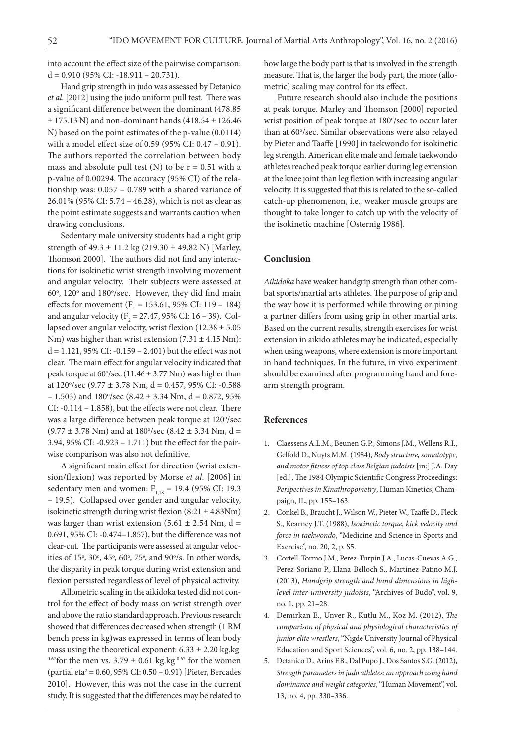into account the effect size of the pairwise comparison: d = 0.910 (95% CI: -18.911 – 20.731).

Hand grip strength in judo was assessed by Detanico *et al.* [2012] using the judo uniform pull test. There was a significant difference between the dominant (478.85 ± 175.13 N) and non-dominant hands (418.54 ± 126.46 N) based on the point estimates of the p-value (0.0114) with a model effect size of 0.59 (95% CI: 0.47 – 0.91). The authors reported the correlation between body mass and absolute pull test (N) to be r = 0.51 with a p-value of 0.00294. The accuracy (95% CI) of the relationship was: 0.057 – 0.789 with a shared variance of 26.01% (95% CI: 5.74 – 46.28), which is not as clear as the point estimate suggests and warrants caution when drawing conclusions.

Sedentary male university students had a right grip strength of 49.3 ± 11.2 kg (219.30 ± 49.82 N) [Marley, Thomson 2000]. The authors did not find any interactions for isokinetic wrist strength involving movement and angular velocity. Their subjects were assessed at 60°, 120° and 180°/sec. However, they did find main effects for movement ($F_1$ = 153.61, 95% CI: 119 – 184) and angular velocity ($F_2$ = 27.47, 95% CI: 16 – 39). Collapsed over angular velocity, wrist flexion (12.38 ± 5.05 Nm) was higher than wrist extension (7.31 ± 4.15 Nm): d = 1.121, 95% CI: -0.159 – 2.401) but the effect was not clear. The main effect for angular velocity indicated that peak torque at 60°/sec (11.46 ± 3.77 Nm) was higher than at 120°/sec (9.77 ± 3.78 Nm, d = 0.457, 95% CI: -0.588 – 1.503) and 180°/sec (8.42 ± 3.34 Nm, d = 0.872, 95% CI: -0.114 – 1.858), but the effects were not clear. There was a large difference between peak torque at 120°/sec (9.77 ± 3.78 Nm) and at 180°/sec (8.42 ± 3.34 Nm, d = 3.94, 95% CI: -0.923 – 1.711) but the effect for the pairwise comparison was also not definitive.

A significant main effect for direction (wrist extension/flexion) was reported by Morse *et al.* [2006] in sedentary men and women: $F_{1,18}$ = 19.4 (95% CI: 19.3 – 19.5). Collapsed over gender and angular velocity, isokinetic strength during wrist flexion (8:21 ± 4.83Nm) was larger than wrist extension (5.61 ± 2.54 Nm, d = 0.691, 95% CI: -0.474–1.857), but the difference was not clear-cut. The participants were assessed at angular velocities of 15°, 30°, 45°, 60°, 75°, and 90°/s. In other words, the disparity in peak torque during wrist extension and flexion persisted regardless of level of physical activity.

Allometric scaling in the aikidoka tested did not control for the effect of body mass on wrist strength over and above the ratio standard approach. Previous research showed that differences decreased when strength (1 RM bench press in kg)was expressed in terms of lean body mass using the theoretical exponent: 6.33 ± 2.20 kg.kg$^{-0.67}$for the men vs. 3.79 ± 0.61 kg.kg$^{-0.67}$ for the women (partial eta$^2$ = 0.60, 95% CI: 0.50 – 0.91) [Pieter, Bercades 2010]. However, this was not the case in the current study. It is suggested that the differences may be related to how large the body part is that is involved in the strength measure. That is, the larger the body part, the more (allometric) scaling may control for its effect.

Future research should also include the positions at peak torque. Marley and Thomson [2000] reported wrist position of peak torque at 180°/sec to occur later than at 60°/sec. Similar observations were also relayed by Pieter and Taaffe [1990] in taekwondo for isokinetic leg strength. American elite male and female taekwondo athletes reached peak torque earlier during leg extension at the knee joint than leg flexion with increasing angular velocity. It is suggested that this is related to the so-called catch-up phenomenon, i.e., weaker muscle groups are thought to take longer to catch up with the velocity of the isokinetic machine [Osternig 1986].

## Conclusion

*Aikidoka* have weaker handgrip strength than other combat sports/martial arts athletes. The purpose of grip and the way how it is performed while throwing or pining a partner differs from using grip in other martial arts. Based on the current results, strength exercises for wrist extension in aikido athletes may be indicated, especially when using weapons, where extension is more important in hand techniques. In the future, in vivo experiment should be examined after programming hand and forearm strength program.

## References

1. Claessens A.L.M., Beunen G.P., Simons J.M., Wellens R.I., Gelfold D., Nuyts M.M. (1984), *Body structure, somatotype, and motor fitness of top class Belgian judoists* [in:] J.A. Day [ed.], The 1984 Olympic Scientific Congress Proceedings: *Perspectives in Kinathropometry*, Human Kinetics, Champaign, IL, pp. 155–163.
2. Conkel B., Braucht J., Wilson W., Pieter W., Taaffe D., Fleck S., Kearney J.T. (1988), *Isokinetic torque, kick velocity and force in taekwondo*, "Medicine and Science in Sports and Exercise", no. 20, 2, p. S5.
3. Cortell-Tormo J.M., Perez-Turpin J.A., Lucas-Cuevas A.G., Perez-Soriano P., Llana-Belloch S., Martinez-Patino M.J. (2013), *Handgrip strength and hand dimensions in high-level inter-university judoists*, "Archives of Budo", vol. 9, no. 1, pp. 21–28.
4. Demirkan E., Unver R., Kutlu M., Koz M. (2012), *The comparison of physical and physiological characteristics of junior elite wrestlers*, "Nigde University Journal of Physical Education and Sport Sciences", vol. 6, no. 2, pp. 138–144.
5. Detanico D., Arins F.B., Dal Pupo J., Dos Santos S.G. (2012), *Strength parameters in judo athletes: an approach using hand dominance and weight categories*, "Human Movement", vol. 13, no. 4, pp. 330–336.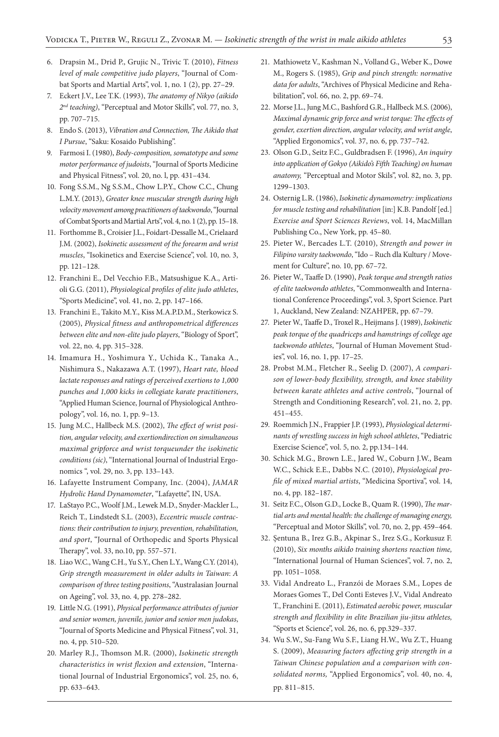6. Drapsin M., Drid P., Grujic N., Trivic T. (2010), *Fitness level of male competitive judo players*, "Journal of Combat Sports and Martial Arts", vol. 1, no. 1 (2), pp. 27–29.
7. Eckert J.V., Lee T.K. (1993), *The anatomy of Nikyo (aikido 2nd teaching)*, "Perceptual and Motor Skills", vol. 77, no. 3, pp. 707–715.
8. Endo S. (2013), *Vibration and Connection, The Aikido that I Pursue*, "Saku: Kosaido Publishing".
9. Farmosi I. (1980), *Body-composition, somatotype and some motor performance of judoists*, "Journal of Sports Medicine and Physical Fitness", vol. 20, no. l, pp. 431–434.
10. Fong S.S.M., Ng S.S.M., Chow L.P.Y., Chow C.C., Chung L.M.Y. (2013), *Greater knee muscular strength during high velocity movement among practitioners of taekwondo*, "Journal of Combat Sports and Martial Arts", vol. 4, no. 1 (2), pp. 15–18.
11. Forthomme B., Croisier J.L., Foidart-Dessalle M., Crielaard J.M. (2002), *Isokinetic assessment of the forearm and wrist muscles*, "Isokinetics and Exercise Science", vol. 10, no. 3, pp. 121–128.
12. Franchini E., Del Vecchio F.B., Matsushigue K.A., Artioli G.G. (2011), *Physiological profiles of elite judo athletes*, "Sports Medicine", vol. 41, no. 2, pp. 147–166.
13. Franchini E., Takito M.Y., Kiss M.A.P.D.M., Sterkowicz S. (2005), *Physical fitness and anthropometrical differences between elite and non-elite judo players*, "Biology of Sport", vol. 22, no. 4, pp. 315–328.
14. Imamura H., Yoshimura Y., Uchida K., Tanaka A., Nishimura S., Nakazawa A.T. (1997), *Heart rate, blood lactate responses and ratings of perceived exertions to 1,000 punches and 1,000 kicks in collegiate karate practitioners*, "Applied Human Science, Journal of Physiological Anthropology", vol. 16, no. 1, pp. 9–13.
15. Jung M.C., Hallbeck M.S. (2002), *The effect of wrist position, angular velocity, and exertiondirection on simultaneous maximal gripforce and wrist torqueunder the isokinetic conditions (sic)*, "International Journal of Industrial Ergonomics ", vol. 29, no. 3, pp. 133–143.
16. Lafayette Instrument Company, Inc. (2004), *JAMAR Hydrolic Hand Dynamometer*, "Lafayette", IN, USA.
17. LaStayo P.C., Woolf J.M., Lewek M.D., Snyder-Mackler L., Reich T., Lindstedt S.L. (2003), *Eccentric muscle contractions: their contribution to injury, prevention, rehabilitation, and sport*, "Journal of Orthopedic and Sports Physical Therapy", vol. 33, no.10, pp. 557–571.
18. Liao W.C., Wang C.H., Yu S.Y., Chen L.Y., Wang C.Y. (2014), *Grip strength measurement in older adults in Taiwan: A comparison of three testing positions*, "Australasian Journal on Ageing", vol. 33, no. 4, pp. 278–282.
19. Little N.G. (1991), *Physical performance attributes of junior and senior women, juvenile, junior and senior men judokas*, "Journal of Sports Medicine and Physical Fitness", vol. 31, no. 4, pp. 510–520.
20. Marley R.J., Thomson M.R. (2000), *Isokinetic strength characteristics in wrist flexion and extension*, "International Journal of Industrial Ergonomics", vol. 25, no. 6, pp. 633–643.
21. Mathiowetz V., Kashman N., Volland G., Weber K., Dowe M., Rogers S. (1985), *Grip and pinch strength: normative data for adults*, "Archives of Physical Medicine and Rehabilitation", vol. 66, no. 2, pp. 69–74.
22. Morse J.L., Jung M.C., Bashford G.R., Hallbeck M.S. (2006), *Maximal dynamic grip force and wrist torque: The effects of gender, exertion direction, angular velocity, and wrist angle*, "Applied Ergonomics", vol. 37, no. 6, pp. 737–742.
23. Olson G.D., Seitz F.C., Guldbradsen F. (1996), *An inquiry into application of Gokyo (Aikido's Fifth Teaching) on human anatomy,* "Perceptual and Motor Skils", vol. 82, no. 3, pp. 1299–1303.
24. Osternig L.R. (1986), *Isokinetic dynamometry: implications for muscle testing and rehabilitation* [in:] K.B. Pandolf [ed.] *Exercise and Sport Sciences Reviews*, vol. 14, MacMillan Publishing Co., New York, pp. 45–80.
25. Pieter W., Bercades L.T. (2010), *Strength and power in Filipino varsity taekwondo*, "Ido – Ruch dla Kultury / Movement for Culture", no. 10, pp. 67–72.
26. Pieter W., Taaffe D. (1990), *Peak torque and strength ratios of elite taekwondo athletes*, "Commonwealth and International Conference Proceedings", vol. 3, Sport Science. Part 1, Auckland, New Zealand: NZAHPER, pp. 67–79.
27. Pieter W., Taaffe D., Troxel R., Heijmans J. (1989), *Isokinetic peak torque of the quadriceps and hamstrings of college age taekwondo athletes*, "Journal of Human Movement Studies", vol. 16, no. 1, pp. 17–25.
28. Probst M.M., Fletcher R., Seelig D. (2007), *A comparison of lower-body flexibility, strength, and knee stability between karate athletes and active controls*, "Journal of Strength and Conditioning Research", vol. 21, no. 2, pp. 451–455.
29. Roemmich J.N., Frappier J.P. (1993), *Physiological determinants of wrestling success in high school athletes*, "Pediatric Exercise Science", vol. 5, no. 2, pp.134–144.
30. Schick M.G., Brown L.E., Jared W., Coburn J.W., Beam W.C., Schick E.E., Dabbs N.C. (2010), *Physiological profile of mixed martial artists*, "Medicina Sportiva", vol. 14, no. 4, pp. 182–187.
31. Seitz F.C., Olson G.D., Locke B., Quam R. (1990), *The martial arts and mental health: the challenge of managing energy,* "Perceptual and Motor Skills", vol. 70, no. 2, pp. 459–464.
32. Şentuna B., Irez G.B., Akpinar S., Irez S.G., Korkusuz F. (2010), *Six months aikido training shortens reaction time,* "International Journal of Human Sciences", vol. 7, no. 2, pp. 1051–1058.
33. Vidal Andreato L., Franzói de Moraes S.M., Lopes de Moraes Gomes T., Del Conti Esteves J.V., Vidal Andreato T., Franchini E. (2011), *Estimated aerobic power, muscular strength and flexibility in elite Brazilian jiu-jitsu athletes,* "Sports et Science", vol. 26, no. 6, pp.329–337.
34. Wu S.W., Su-Fang Wu S.F., Liang H.W., Wu Z.T., Huang S. (2009), *Measuring factors affecting grip strength in a Taiwan Chinese population and a comparison with consolidated norms,* "Applied Ergonomics", vol. 40, no. 4, pp. 811–815.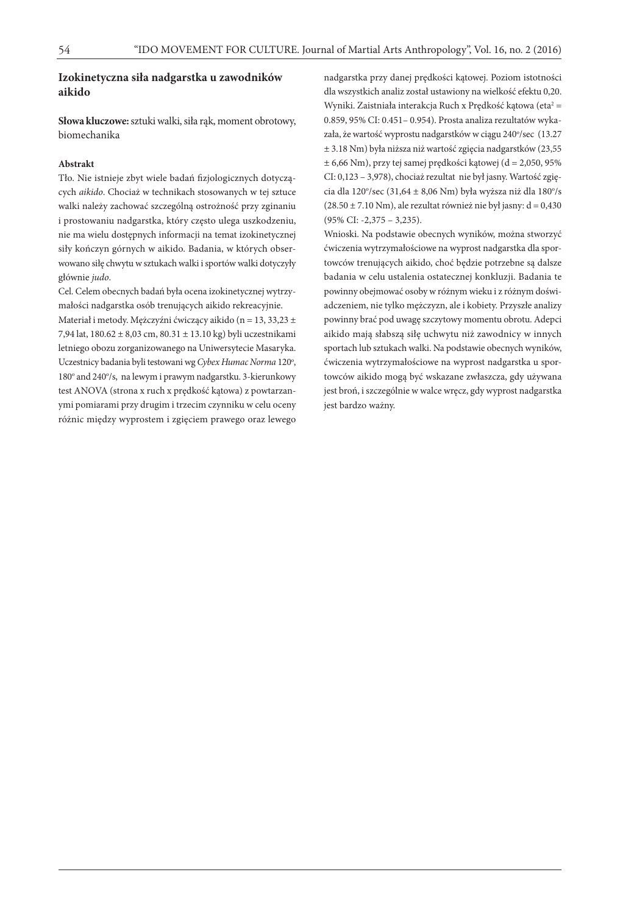## Izokinetyczna siła nadgarstka u zawodników aikido

**Słowa kluczowe:** sztuki walki, siła rąk, moment obrotowy, biomechanika

#### Abstrakt

Tło. Nie istnieje zbyt wiele badań fizjologicznych dotyczących *aikido*. Chociaż w technikach stosowanych w tej sztuce walki należy zachować szczególną ostrożność przy zginaniu i prostowaniu nadgarstka, który często ulega uszkodzeniu, nie ma wielu dostępnych informacji na temat izokinetycznej siły kończyn górnych w aikido. Badania, w których obserwowano siłę chwytu w sztukach walki i sportów walki dotyczyły głównie *judo*.

Cel. Celem obecnych badań była ocena izokinetycznej wytrzymałości nadgarstka osób trenujących aikido rekreacyjnie.

Materiał i metody. Mężczyźni ćwiczący aikido (n = 13, 33,23 ± 7,94 lat, 180.62 ± 8,03 cm, 80.31 ± 13.10 kg) byli uczestnikami letniego obozu zorganizowanego na Uniwersytecie Masaryka. Uczestnicy badania byli testowani wg *Cybex Humac Norma* 120º, 180º and 240º/s, na lewym i prawym nadgarstku. 3-kierunkowy test ANOVA (strona x ruch x prędkość kątowa) z powtarzanymi pomiarami przy drugim i trzecim czynniku w celu oceny różnic między wyprostem i zgięciem prawego oraz lewego nadgarstka przy danej prędkości kątowej. Poziom istotności dla wszystkich analiz został ustawiony na wielkość efektu 0,20.

Wyniki. Zaistniała interakcja Ruch x Prędkość kątowa ($eta^2$ = 0.859, 95% CI: 0.451– 0.954). Prosta analiza rezultatów wykazała, że wartość wyprostu nadgarstków w ciągu 240º/sec (13.27 ± 3.18 Nm) była niższa niż wartość zgięcia nadgarstków (23,55 ± 6,66 Nm), przy tej samej prędkości kątowej (d = 2,050, 95% CI: 0,123 – 3,978), chociaż rezultat nie był jasny. Wartość zgięcia dla 120º/sec (31,64 ± 8,06 Nm) była wyższa niż dla 180º/s (28.50 ± 7.10 Nm), ale rezultat również nie był jasny: d = 0,430 (95% CI: -2,375 – 3,235).

Wnioski. Na podstawie obecnych wyników, można stworzyć ćwiczenia wytrzymałościowe na wyprost nadgarstka dla sportowców trenujących aikido, choć będzie potrzebne są dalsze badania w celu ustalenia ostatecznej konkluzji. Badania te powinny obejmować osoby w różnym wieku i z różnym doświadczeniem, nie tylko mężczyzn, ale i kobiety. Przyszłe analizy powinny brać pod uwagę szczytowy momentu obrotu. Adepci aikido mają słabszą siłę uchwytu niż zawodnicy w innych sportach lub sztukach walki. Na podstawie obecnych wyników, ćwiczenia wytrzymałościowe na wyprost nadgarstka u sportowców aikido mogą być wskazane zwłaszcza, gdy używana jest broń, i szczególnie w walce wręcz, gdy wyprost nadgarstka jest bardzo ważny.